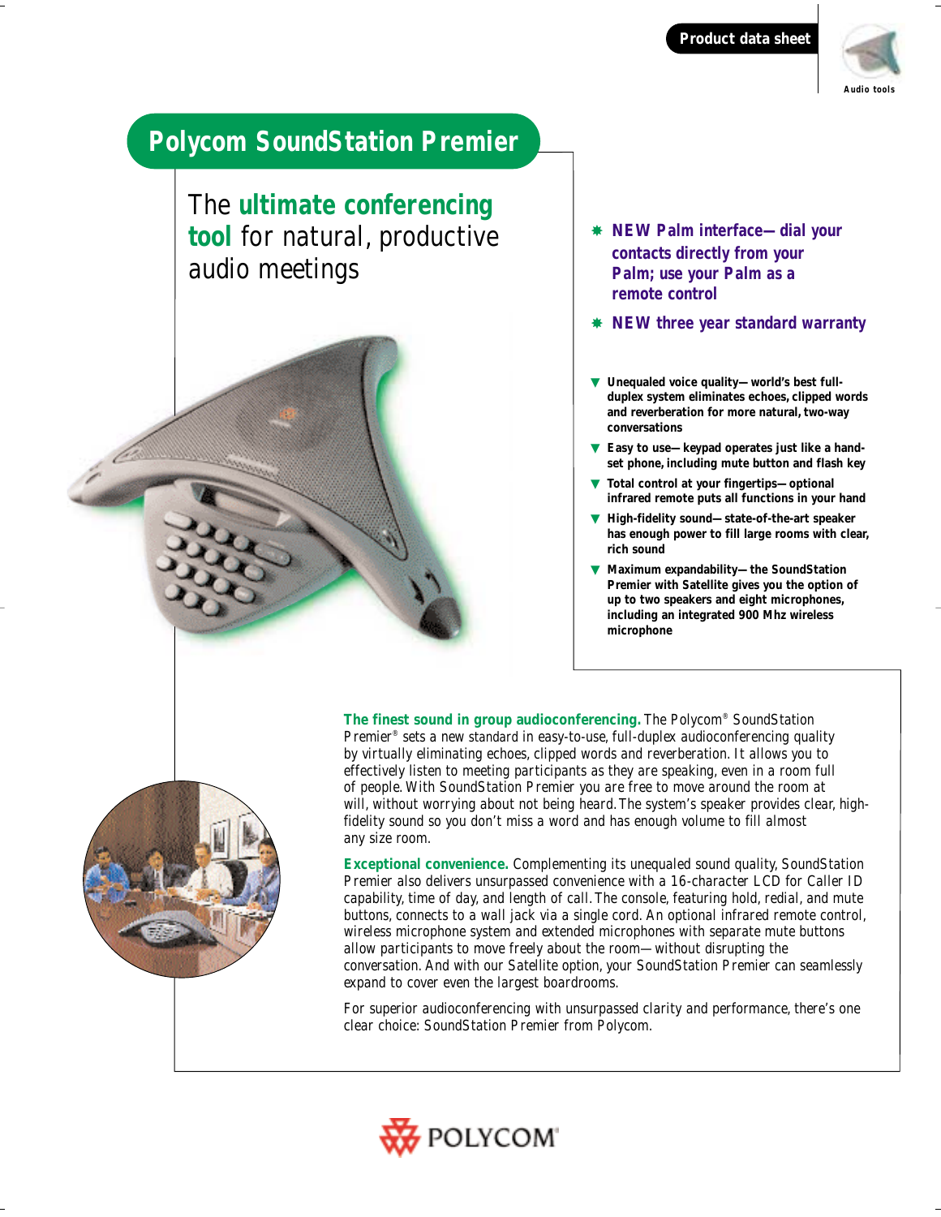Product data sheet

Audio tools

# Polycom SoundStation Premier

## The **ultimate conferencing tool** for natural, productive audio meetings

- **NEW Palm interface—dial your contacts directly from your Palm; use your Palm as a remote control**
- **NEW three year standard warranty**

- **Unequaled voice quality—world's best full-duplex system eliminates echoes, clipped words and reverberation for more natural, two-way conversations**
- **Easy to use—keypad operates just like a hand-set phone, including mute button and flash key**
- **Total control at your fingertips—optional infrared remote puts all functions in your hand**
- **High-fidelity sound—state-of-the-art speaker has enough power to fill large rooms with clear, rich sound**
- **Maximum expandability—the SoundStation Premier with Satellite gives you the option of up to two speakers and eight microphones, including an integrated 900 Mhz wireless microphone**

**The finest sound in group audioconferencing.** The Polycom® SoundStation Premier® sets a new standard in easy-to-use, full-duplex audioconferencing quality by virtually eliminating echoes, clipped words and reverberation. It allows you to effectively listen to meeting participants as they are speaking, even in a room full of people. With SoundStation Premier you are free to move around the room at will, without worrying about not being heard. The system's speaker provides clear, high-fidelity sound so you don't miss a word and has enough volume to fill almost any size room.

**Exceptional convenience.** Complementing its unequaled sound quality, SoundStation Premier also delivers unsurpassed convenience with a 16-character LCD for Caller ID capability, time of day, and length of call. The console, featuring hold, redial, and mute buttons, connects to a wall jack via a single cord. An optional infrared remote control, wireless microphone system and extended microphones with separate mute buttons allow participants to move freely about the room—without disrupting the conversation. And with our Satellite option, your SoundStation Premier can seamlessly expand to cover even the largest boardrooms.

For superior audioconferencing with unsurpassed clarity and performance, there's one clear choice: SoundStation Premier from Polycom.

POLYCOM®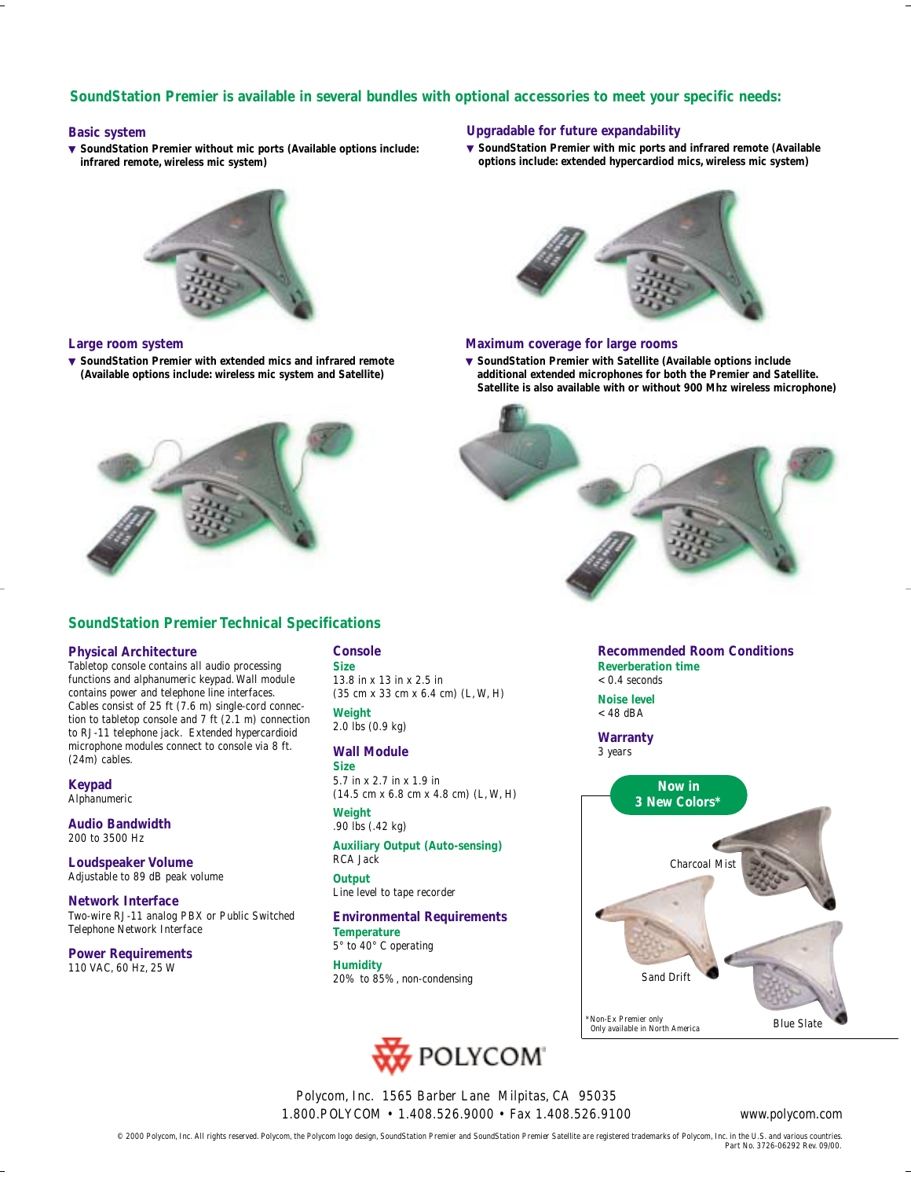## SoundStation Premier is available in several bundles with optional accessories to meet your specific needs:

### Basic system

- SoundStation Premier without mic ports (Available options include: infrared remote, wireless mic system)

### Upgradable for future expandability

- SoundStation Premier with mic ports and infrared remote (Available options include: extended hypercardiod mics, wireless mic system)

### Large room system

- SoundStation Premier with extended mics and infrared remote (Available options include: wireless mic system and Satellite)

### Maximum coverage for large rooms

- SoundStation Premier with Satellite (Available options include additional extended microphones for both the Premier and Satellite. Satellite is also available with or without 900 Mhz wireless microphone)

## SoundStation Premier Technical Specifications

### Physical Architecture

Tabletop console contains all audio processing functions and alphanumeric keypad. Wall module contains power and telephone line interfaces. Cables consist of 25 ft (7.6 m) single-cord connection to tabletop console and 7 ft (2.1 m) connection to RJ-11 telephone jack. Extended hypercardioid microphone modules connect to console via 8 ft. (24m) cables.

### Keypad

Alphanumeric

### Audio Bandwidth

200 to 3500 Hz

### Loudspeaker Volume

Adjustable to 89 dB peak volume

### Network Interface

Two-wire RJ-11 analog PBX or Public Switched Telephone Network Interface

### Power Requirements

110 VAC, 60 Hz, 25 W

### Console

**Size**

13.8 in x 13 in x 2.5 in
(35 cm x 33 cm x 6.4 cm) (L, W, H)

**Weight**

2.0 lbs (0.9 kg)

### Wall Module

**Size**

5.7 in x 2.7 in x 1.9 in
(14.5 cm x 6.8 cm x 4.8 cm) (L, W, H)

**Weight**

.90 lbs (.42 kg)

**Auxiliary Output (Auto-sensing)**

RCA Jack

**Output**

Line level to tape recorder

### Environmental Requirements

**Temperature**

5° to 40° C operating

**Humidity**

20% to 85%, non-condensing

### Recommended Room Conditions

**Reverberation time**

< 0.4 seconds

**Noise level**

< 48 dBA

### Warranty

3 years

**Now in 3 New Colors***

Charcoal Mist

Sand Drift

Blue Slate

*Non-Ex Premier only
Only available in North America

POLYCOM

Polycom, Inc. 1565 Barber Lane Milpitas, CA 95035
1.800.POLYCOM • 1.408.526.9000 • Fax 1.408.526.9100

www.polycom.com

© 2000 Polycom, Inc. All rights reserved. Polycom, the Polycom logo design, SoundStation Premier and SoundStation Premier Satellite are registered trademarks of Polycom, Inc. in the U.S. and various countries.
Part No. 3726-06292 Rev. 09/00.